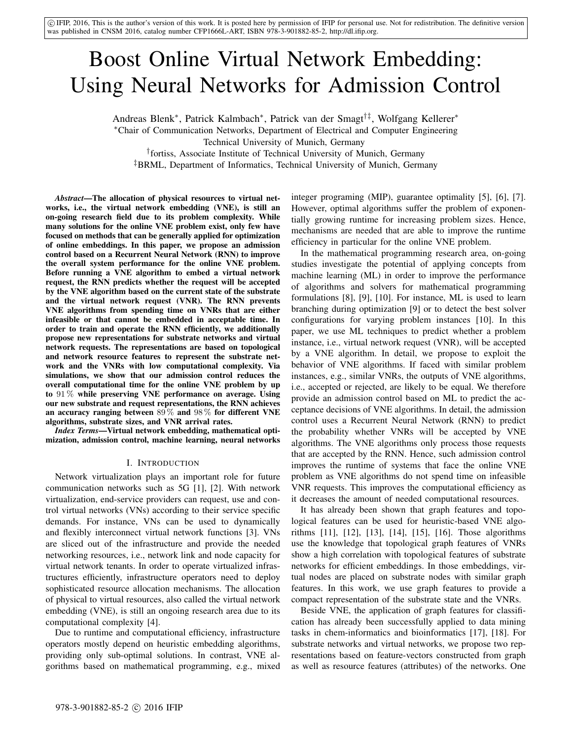©IFIP, 2016, This is the author's version of this work. It is posted here by permission of IFIP for personal use. Not for redistribution. The definitive version was published in CNSM 2016, catalog number CFP1666L-ART, ISBN 978-3-901882-85-2, http://dl.ifip.org.

# Boost Online Virtual Network Embedding: Using Neural Networks for Admission Control

Andreas Blenk*, Patrick Kalmbach*, Patrick van der Smagt[†‡], Wolfgang Kellerer*

*Chair of Communication Networks, Department of Electrical and Computer Engineering
Technical University of Munich, Germany

[†]fortiss, Associate Institute of Technical University of Munich, Germany

[‡]BRML, Department of Informatics, Technical University of Munich, Germany

***Abstract*—The allocation of physical resources to virtual networks, i.e., the virtual network embedding (VNE), is still an on-going research field due to its problem complexity. While many solutions for the online VNE problem exist, only few have focused on methods that can be generally applied for optimization of online embeddings. In this paper, we propose an admission control based on a Recurrent Neural Network (RNN) to improve the overall system performance for the online VNE problem. Before running a VNE algorithm to embed a virtual network request, the RNN predicts whether the request will be accepted by the VNE algorithm based on the current state of the substrate and the virtual network request (VNR). The RNN prevents VNE algorithms from spending time on VNRs that are either infeasible or that cannot be embedded in acceptable time. In order to train and operate the RNN efficiently, we additionally propose new representations for substrate networks and virtual network requests. The representations are based on topological and network resource features to represent the substrate network and the VNRs with low computational complexity. Via simulations, we show that our admission control reduces the overall computational time for the online VNE problem by up to 91 % while preserving VNE performance on average. Using our new substrate and request representations, the RNN achieves an accuracy ranging between 89 % and 98 % for different VNE algorithms, substrate sizes, and VNR arrival rates.**

***Index Terms*—Virtual network embedding, mathematical optimization, admission control, machine learning, neural networks**

## I. Introduction

Network virtualization plays an important role for future communication networks such as 5G [1], [2]. With network virtualization, end-service providers can request, use and control virtual networks (VNs) according to their service specific demands. For instance, VNs can be used to dynamically and flexibly interconnect virtual network functions [3]. VNs are sliced out of the infrastructure and provide the needed networking resources, i.e., network link and node capacity for virtual network tenants. In order to operate virtualized infrastructures efficiently, infrastructure operators need to deploy sophisticated resource allocation mechanisms. The allocation of physical to virtual resources, also called the virtual network embedding (VNE), is still an ongoing research area due to its computational complexity [4].

Due to runtime and computational efficiency, infrastructure operators mostly depend on heuristic embedding algorithms, providing only sub-optimal solutions. In contrast, VNE algorithms based on mathematical programming, e.g., mixed integer programing (MIP), guarantee optimality [5], [6], [7]. However, optimal algorithms suffer the problem of exponentially growing runtime for increasing problem sizes. Hence, mechanisms are needed that are able to improve the runtime efficiency in particular for the online VNE problem.

In the mathematical programming research area, on-going studies investigate the potential of applying concepts from machine learning (ML) in order to improve the performance of algorithms and solvers for mathematical programming formulations [8], [9], [10]. For instance, ML is used to learn branching during optimization [9] or to detect the best solver configurations for varying problem instances [10]. In this paper, we use ML techniques to predict whether a problem instance, i.e., virtual network request (VNR), will be accepted by a VNE algorithm. In detail, we propose to exploit the behavior of VNE algorithms. If faced with similar problem instances, e.g., similar VNRs, the outputs of VNE algorithms, i.e., accepted or rejected, are likely to be equal. We therefore provide an admission control based on ML to predict the acceptance decisions of VNE algorithms. In detail, the admission control uses a Recurrent Neural Network (RNN) to predict the probability whether VNRs will be accepted by VNE algorithms. The VNE algorithms only process those requests that are accepted by the RNN. Hence, such admission control improves the runtime of systems that face the online VNE problem as VNE algorithms do not spend time on infeasible VNR requests. This improves the computational efficiency as it decreases the amount of needed computational resources.

It has already been shown that graph features and topological features can be used for heuristic-based VNE algorithms [11], [12], [13], [14], [15], [16]. Those algorithms use the knowledge that topological graph features of VNRs show a high correlation with topological features of substrate networks for efficient embeddings. In those embeddings, virtual nodes are placed on substrate nodes with similar graph features. In this work, we use graph features to provide a compact representation of the substrate state and the VNRs.

Beside VNE, the application of graph features for classification has already been successfully applied to data mining tasks in chem-informatics and bioinformatics [17], [18]. For substrate networks and virtual networks, we propose two representations based on feature-vectors constructed from graph as well as resource features (attributes) of the networks. One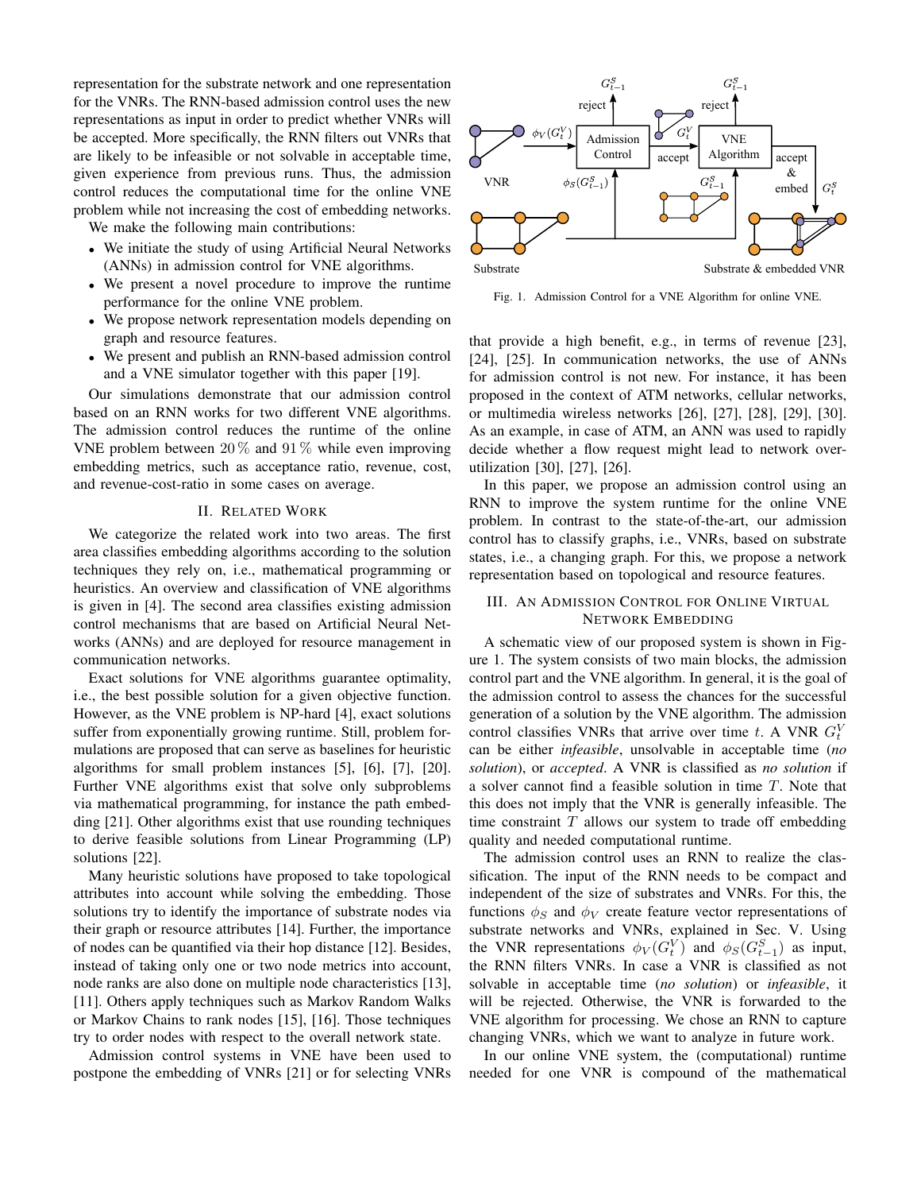representation for the substrate network and one representation for the VNRs. The RNN-based admission control uses the new representations as input in order to predict whether VNRs will be accepted. More specifically, the RNN filters out VNRs that are likely to be infeasible or not solvable in acceptable time, given experience from previous runs. Thus, the admission control reduces the computational time for the online VNE problem while not increasing the cost of embedding networks.

We make the following main contributions:

- We initiate the study of using Artificial Neural Networks (ANNs) in admission control for VNE algorithms.
- We present a novel procedure to improve the runtime performance for the online VNE problem.
- We propose network representation models depending on graph and resource features.
- We present and publish an RNN-based admission control and a VNE simulator together with this paper [19].

Our simulations demonstrate that our admission control based on an RNN works for two different VNE algorithms. The admission control reduces the runtime of the online VNE problem between $20\,\%$ and $91\,\%$ while even improving embedding metrics, such as acceptance ratio, revenue, cost, and revenue-cost-ratio in some cases on average.

## II. Related Work

We categorize the related work into two areas. The first area classifies embedding algorithms according to the solution techniques they rely on, i.e., mathematical programming or heuristics. An overview and classification of VNE algorithms is given in [4]. The second area classifies existing admission control mechanisms that are based on Artificial Neural Networks (ANNs) and are deployed for resource management in communication networks.

Exact solutions for VNE algorithms guarantee optimality, i.e., the best possible solution for a given objective function. However, as the VNE problem is NP-hard [4], exact solutions suffer from exponentially growing runtime. Still, problem formulations are proposed that can serve as baselines for heuristic algorithms for small problem instances [5], [6], [7], [20]. Further VNE algorithms exist that solve only subproblems via mathematical programming, for instance the path embedding [21]. Other algorithms exist that use rounding techniques to derive feasible solutions from Linear Programming (LP) solutions [22].

Many heuristic solutions have proposed to take topological attributes into account while solving the embedding. Those solutions try to identify the importance of substrate nodes via their graph or resource attributes [14]. Further, the importance of nodes can be quantified via their hop distance [12]. Besides, instead of taking only one or two node metrics into account, node ranks are also done on multiple node characteristics [13], [11]. Others apply techniques such as Markov Random Walks or Markov Chains to rank nodes [15], [16]. Those techniques try to order nodes with respect to the overall network state.

Admission control systems in VNE have been used to postpone the embedding of VNRs [21] or for selecting VNRs that provide a high benefit, e.g., in terms of revenue [23], [24], [25]. In communication networks, the use of ANNs for admission control is not new. For instance, it has been proposed in the context of ATM networks, cellular networks, or multimedia wireless networks [26], [27], [28], [29], [30]. As an example, in case of ATM, an ANN was used to rapidly decide whether a flow request might lead to network over-utilization [30], [27], [26].

In this paper, we propose an admission control using an RNN to improve the system runtime for the online VNE problem. In contrast to the state-of-the-art, our admission control has to classify graphs, i.e., VNRs, based on substrate states, i.e., a changing graph. For this, we propose a network representation based on topological and resource features.

Fig. 1. Admission Control for a VNE Algorithm for online VNE.

## III. An Admission Control for Online Virtual Network Embedding

A schematic view of our proposed system is shown in Figure 1. The system consists of two main blocks, the admission control part and the VNE algorithm. In general, it is the goal of the admission control to assess the chances for the successful generation of a solution by the VNE algorithm. The admission control classifies VNRs that arrive over time $t$. A VNR $G_t^V$ can be either *infeasible*, unsolvable in acceptable time (*no solution*), or *accepted*. A VNR is classified as *no solution* if a solver cannot find a feasible solution in time $T$. Note that this does not imply that the VNR is generally infeasible. The time constraint $T$ allows our system to trade off embedding quality and needed computational runtime.

The admission control uses an RNN to realize the classification. The input of the RNN needs to be compact and independent of the size of substrates and VNRs. For this, the functions $\phi_S$ and $\phi_V$ create feature vector representations of substrate networks and VNRs, explained in Sec. V. Using the VNR representations $\phi_V(G_t^V)$ and $\phi_S(G_{t-1}^S)$ as input, the RNN filters VNRs. In case a VNR is classified as not solvable in acceptable time (*no solution*) or *infeasible*, it will be rejected. Otherwise, the VNR is forwarded to the VNE algorithm for processing. We chose an RNN to capture changing VNRs, which we want to analyze in future work.

In our online VNE system, the (computational) runtime needed for one VNR is compound of the mathematical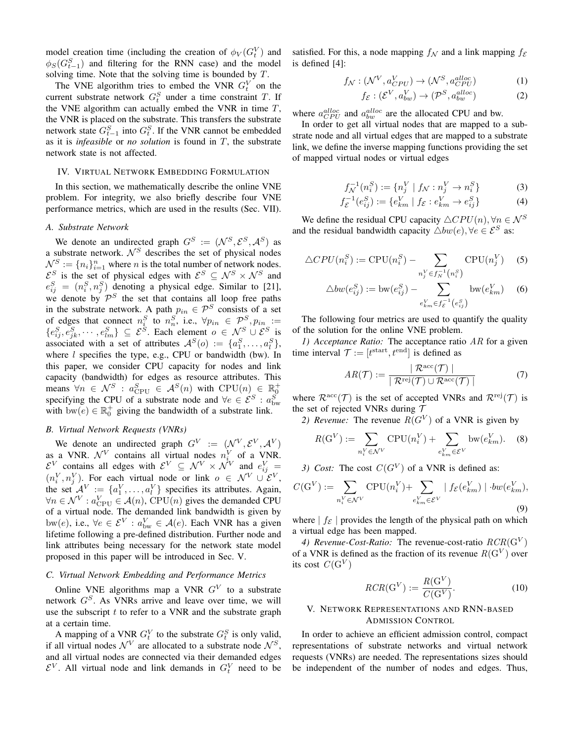model creation time (including the creation of $\phi_V(G_t^V)$ and $\phi_S(G_{t-1}^S)$ and filtering for the RNN case) and the model solving time. Note that the solving time is bounded by $T$.

The VNE algorithm tries to embed the VNR $G_t^V$ on the current substrate network $G_t^S$ under a time constraint $T$. If the VNE algorithm can actually embed the VNR in time $T$, the VNR is placed on the substrate. This transfers the substrate network state $G_{t-1}^S$ into $G_t^S$. If the VNR cannot be embedded as it is *infeasible* or *no solution* is found in $T$, the substrate network state is not affected.

## IV. Virtual Network Embedding Formulation

In this section, we mathematically describe the online VNE problem. For integrity, we also briefly describe four VNE performance metrics, which are used in the results (Sec. VII).

### A. Substrate Network

We denote an undirected graph $G^S := (\mathcal{N}^S, \mathcal{E}^S, \mathcal{A}^S)$ as a substrate network. $\mathcal{N}^S$ describes the set of physical nodes $\mathcal{N}^S := \{n_i\}_{i=1}^n$ where $n$ is the total number of network nodes. $\mathcal{E}^S$ is the set of physical edges with $\mathcal{E}^S \subseteq \mathcal{N}^S \times \mathcal{N}^S$ and $e_{ij}^S = (n_i^S, n_j^S)$ denoting a physical edge. Similar to [21], we denote by $\mathcal{P}^S$ the set that contains all loop free paths in the substrate network. A path $p_{in} \in \mathcal{P}^S$ consists of a set of edges that connect $n_i^S$ to $n_n^S$, i.e., $\forall p_{in} \in \mathcal{P}^S, p_{in} := \{e_{ij}^S, e_{jk}^S, \cdots, e_{lm}^S\} \subseteq \mathcal{E}^S$. Each element $o \in \mathcal{N}^S \cup \mathcal{E}^S$ is associated with a set of attributes $\mathcal{A}^S(o) := \{a_1^S, \ldots, a_l^S\}$, where $l$ specifies the type, e.g., CPU or bandwidth (bw). In this paper, we consider CPU capacity for nodes and link capacity (bandwidth) for edges as resource attributes. This means $\forall n \in \mathcal{N}^S : a_{\text{CPU}}^S \in \mathcal{A}^S(n)$ with $\text{CPU}(n) \in \mathbb{R}_0^+$ specifying the CPU of a substrate node and $\forall e \in \mathcal{E}^S : a_{\text{bw}}^S$ with $\text{bw}(e) \in \mathbb{R}_0^+$ giving the bandwidth of a substrate link.

### B. Virtual Network Requests (VNRs)

We denote an undirected graph $G^V := (\mathcal{N}^V, \mathcal{E}^V, \mathcal{A}^V)$ as a VNR. $\mathcal{N}^V$ contains all virtual nodes $n_i^V$ of a VNR. $\mathcal{E}^V$ contains all edges with $\mathcal{E}^V \subseteq \mathcal{N}^V \times \mathcal{N}^V$ and $e_{ij}^V = (n_i^V, n_j^V)$. For each virtual node or link $o \in \mathcal{N}^V \cup \mathcal{E}^V$, the set $\mathcal{A}^V := \{a_1^V, \ldots, a_l^V\}$ specifies its attributes. Again, $\forall n \in \mathcal{N}^V : a_{\text{CPU}}^V \in \mathcal{A}(n)$, $\text{CPU}(n)$ gives the demanded CPU of a virtual node. The demanded link bandwidth is given by $\text{bw}(e)$, i.e., $\forall e \in \mathcal{E}^V : a_{\text{bw}}^V \in \mathcal{A}(e)$. Each VNR has a given lifetime following a pre-defined distribution. Further node and link attributes being necessary for the network state model proposed in this paper will be introduced in Sec. V.

### C. Virtual Network Embedding and Performance Metrics

Online VNE algorithms map a VNR $G^V$ to a substrate network $G^S$. As VNRs arrive and leave over time, we will use the subscript $t$ to refer to a VNR and the substrate graph at a certain time.

A mapping of a VNR $G_t^V$ to the substrate $G_t^S$ is only valid, if all virtual nodes $\mathcal{N}^V$ are allocated to a substrate node $\mathcal{N}^S$, and all virtual nodes are connected via their demanded edges $\mathcal{E}^V$. All virtual node and link demands in $G_t^V$ need to be satisfied. For this, a node mapping $f_\mathcal{N}$ and a link mapping $f_\mathcal{E}$ is defined [4]:

$$f_\mathcal{N} : (\mathcal{N}^V, a_{CPU}^V) \rightarrow (\mathcal{N}^S, a_{CPU}^{alloc}) \tag{1}$$

$$f_\mathcal{E} : (\mathcal{E}^V, a_{bw}^V) \rightarrow (\mathcal{P}^S, a_{bw}^{alloc}) \tag{2}$$

where $a_{CPU}^{alloc}$ and $a_{bw}^{alloc}$ are the allocated CPU and bw.

In order to get all virtual nodes that are mapped to a substrate node and all virtual edges that are mapped to a substrate link, we define the inverse mapping functions providing the set of mapped virtual nodes or virtual edges

$$f_\mathcal{N}^{-1}(n_i^S) := \{n_j^V \mid f_\mathcal{N} : n_j^V \rightarrow n_i^S\} \tag{3}$$

$$f_\mathcal{E}^{-1}(e_{ij}^S) := \{e_{km}^V \mid f_\mathcal{E} : e_{km}^V \rightarrow e_{ij}^S\} \tag{4}$$

We define the residual CPU capacity $\triangle CPU(n), \forall n \in \mathcal{N}^S$ and the residual bandwidth capacity $\triangle bw(e), \forall e \in \mathcal{E}^S$ as:

$$\triangle CPU(n_i^S) := \text{CPU}(n_i^S) - \sum_{n_j^V \in f_\mathcal{N}^{-1}(n_i^S)} \text{CPU}(n_j^V) \tag{5}$$

$$\triangle bw(e_{ij}^S) := \text{bw}(e_{ij}^S) - \sum_{e_{km}^V \in f_\mathcal{E}^{-1}(e_{ij}^S)} \text{bw}(e_{km}^V) \tag{6}$$

The following four metrics are used to quantify the quality of the solution for the online VNE problem.

*1) Acceptance Ratio:* The acceptance ratio $AR$ for a given time interval $\mathcal{T} := [t^{\text{start}}, t^{\text{end}}]$ is defined as

$$AR(\mathcal{T}) := \frac{\mid \mathcal{R}^{\text{acc}}(\mathcal{T}) \mid}{\mid \mathcal{R}^{\text{rej}}(\mathcal{T}) \cup \mathcal{R}^{\text{acc}}(\mathcal{T}) \mid} \tag{7}$$

where $\mathcal{R}^{\text{acc}}(\mathcal{T})$ is the set of accepted VNRs and $\mathcal{R}^{\text{rej}}(\mathcal{T})$ is the set of rejected VNRs during $\mathcal{T}$

*2) Revenue:* The revenue $R(G^V)$ of a VNR is given by

$$R(\text{G}^V) := \sum_{n_i^V \in \mathcal{N}^V} \text{CPU}(n_i^V) + \sum_{e_{km}^V \in \mathcal{E}^V} \text{bw}(e_{km}^V). \tag{8}$$

*3) Cost:* The cost $C(G^V)$ of a VNR is defined as:

$$C(\text{G}^V) := \sum_{n_i^V \in \mathcal{N}^V} \text{CPU}(n_i^V) + \sum_{e_{km}^V \in \mathcal{E}^V} \mid f_\mathcal{E}(e_{km}^V) \mid \cdot bw(e_{km}^V), \tag{9}$$

where $\mid f_\mathcal{E} \mid$ provides the length of the physical path on which a virtual edge has been mapped.

*4) Revenue-Cost-Ratio:* The revenue-cost-ratio $RCR(\text{G}^V)$ of a VNR is defined as the fraction of its revenue $R(\text{G}^V)$ over its cost $C(\text{G}^V)$

$$RCR(\text{G}^V) := \frac{R(\text{G}^V)}{C(\text{G}^V)}. \tag{10}$$

## V. Network Representations and RNN-based Admission Control

In order to achieve an efficient admission control, compact representations of substrate networks and virtual network requests (VNRs) are needed. The representations sizes should be independent of the number of nodes and edges. Thus,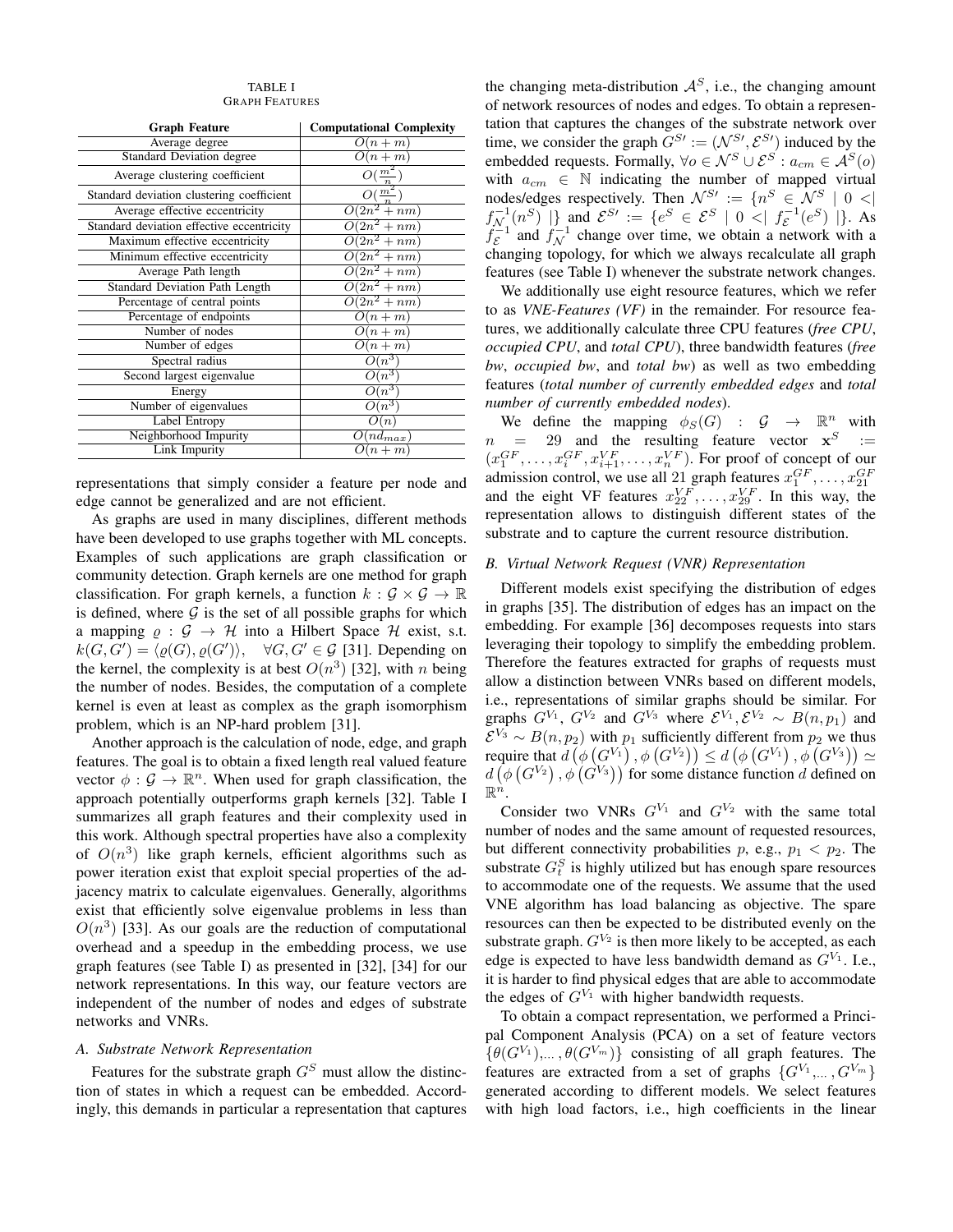TABLE I
GRAPH FEATURES

| Graph Feature | Computational Complexity |
|---|---|
| Average degree | $O(n+m)$ |
| Standard Deviation degree | $O(n+m)$ |
| Average clustering coefficient | $O(\frac{m^2}{n})$ |
| Standard deviation clustering coefficient | $O(\frac{m^2}{n})$ |
| Average effective eccentricity | $O(2n^2+nm)$ |
| Standard deviation effective eccentricity | $O(2n^2+nm)$ |
| Maximum effective eccentricity | $O(2n^2+nm)$ |
| Minimum effective eccentricity | $O(2n^2+nm)$ |
| Average Path length | $O(2n^2+nm)$ |
| Standard Deviation Path Length | $O(2n^2+nm)$ |
| Percentage of central points | $O(2n^2+nm)$ |
| Percentage of endpoints | $O(n+m)$ |
| Number of nodes | $O(n+m)$ |
| Number of edges | $O(n+m)$ |
| Spectral radius | $O(n^3)$ |
| Second largest eigenvalue | $O(n^3)$ |
| Energy | $O(n^3)$ |
| Number of eigenvalues | $O(n^3)$ |
| Label Entropy | $O(n)$ |
| Neighborhood Impurity | $O(nd_{max})$ |
| Link Impurity | $O(n+m)$ |

representations that simply consider a feature per node and edge cannot be generalized and are not efficient.

As graphs are used in many disciplines, different methods have been developed to use graphs together with ML concepts. Examples of such applications are graph classification or community detection. Graph kernels are one method for graph classification. For graph kernels, a function $k : \mathcal{G} \times \mathcal{G} \rightarrow \mathbb{R}$ is defined, where $\mathcal{G}$ is the set of all possible graphs for which a mapping $\varrho : \mathcal{G} \rightarrow \mathcal{H}$ into a Hilbert Space $\mathcal{H}$ exist, s.t. $k(G, G') = \langle \varrho(G), \varrho(G') \rangle, \quad \forall G, G' \in \mathcal{G}$ [31]. Depending on the kernel, the complexity is at best $O(n^3)$ [32], with $n$ being the number of nodes. Besides, the computation of a complete kernel is even at least as complex as the graph isomorphism problem, which is an NP-hard problem [31].

Another approach is the calculation of node, edge, and graph features. The goal is to obtain a fixed length real valued feature vector $\phi : \mathcal{G} \rightarrow \mathbb{R}^n$. When used for graph classification, the approach potentially outperforms graph kernels [32]. Table I summarizes all graph features and their complexity used in this work. Although spectral properties have also a complexity of $O(n^3)$ like graph kernels, efficient algorithms such as power iteration exist that exploit special properties of the adjacency matrix to calculate eigenvalues. Generally, algorithms exist that efficiently solve eigenvalue problems in less than $O(n^3)$ [33]. As our goals are the reduction of computational overhead and a speedup in the embedding process, we use graph features (see Table I) as presented in [32], [34] for our network representations. In this way, our feature vectors are independent of the number of nodes and edges of substrate networks and VNRs.

### A. Substrate Network Representation

Features for the substrate graph $G^S$ must allow the distinction of states in which a request can be embedded. Accordingly, this demands in particular a representation that captures the changing meta-distribution $\mathcal{A}^S$, i.e., the changing amount of network resources of nodes and edges. To obtain a representation that captures the changes of the substrate network over time, we consider the graph $G^{S\prime} := (\mathcal{N}^{S\prime}, \mathcal{E}^{S\prime})$ induced by the embedded requests. Formally, $\forall o \in \mathcal{N}^S \cup \mathcal{E}^S : a_{cm} \in \mathcal{A}^S(o)$ with $a_{cm} \in \mathbb{N}$ indicating the number of mapped virtual nodes/edges respectively. Then $\mathcal{N}^{S\prime} := \{n^S \in \mathcal{N}^S \mid 0 < | f_{\mathcal{N}}^{-1}(n^S) |\}$ and $\mathcal{E}^{S\prime} := \{e^S \in \mathcal{E}^S \mid 0 < | f_{\mathcal{E}}^{-1}(e^S) |\}$. As $f_{\mathcal{E}}^{-1}$ and $f_{\mathcal{N}}^{-1}$ change over time, we obtain a network with a changing topology, for which we always recalculate all graph features (see Table I) whenever the substrate network changes.

We additionally use eight resource features, which we refer to as *VNE-Features (VF)* in the remainder. For resource features, we additionally calculate three CPU features (*free CPU*, *occupied CPU*, and *total CPU*), three bandwidth features (*free bw*, *occupied bw*, and *total bw*) as well as two embedding features (*total number of currently embedded edges* and *total number of currently embedded nodes*).

We define the mapping $\phi_S(G) : \mathcal{G} \rightarrow \mathbb{R}^n$ with $n = 29$ and the resulting feature vector $\mathbf{x}^S := (x_1^{GF}, \ldots, x_i^{GF}, x_{i+1}^{VF}, \ldots, x_n^{VF})$. For proof of concept of our admission control, we use all 21 graph features $x_1^{GF}, \ldots, x_{21}^{GF}$ and the eight VF features $x_{22}^{VF}, \ldots, x_{29}^{VF}$. In this way, the representation allows to distinguish different states of the substrate and to capture the current resource distribution.

### B. Virtual Network Request (VNR) Representation

Different models exist specifying the distribution of edges in graphs [35]. The distribution of edges has an impact on the embedding. For example [36] decomposes requests into stars leveraging their topology to simplify the embedding problem. Therefore the features extracted for graphs of requests must allow a distinction between VNRs based on different models, i.e., representations of similar graphs should be similar. For graphs $G^{V_1}$, $G^{V_2}$ and $G^{V_3}$ where $\mathcal{E}^{V_1}, \mathcal{E}^{V_2} \sim B(n, p_1)$ and $\mathcal{E}^{V_3} \sim B(n, p_2)$ with $p_1$ sufficiently different from $p_2$ we thus require that $d\left(\phi\left(G^{V_1}\right), \phi\left(G^{V_2}\right)\right) \leq d\left(\phi\left(G^{V_1}\right), \phi\left(G^{V_3}\right)\right) \simeq d\left(\phi\left(G^{V_2}\right), \phi\left(G^{V_3}\right)\right)$ for some distance function $d$ defined on $\mathbb{R}^n$.

Consider two VNRs $G^{V_1}$ and $G^{V_2}$ with the same total number of nodes and the same amount of requested resources, but different connectivity probabilities $p$, e.g., $p_1 < p_2$. The substrate $G_t^S$ is highly utilized but has enough spare resources to accommodate one of the requests. We assume that the used VNE algorithm has load balancing as objective. The spare resources can then be expected to be distributed evenly on the substrate graph. $G^{V_2}$ is then more likely to be accepted, as each edge is expected to have less bandwidth demand as $G^{V_1}$. I.e., it is harder to find physical edges that are able to accommodate the edges of $G^{V_1}$ with higher bandwidth requests.

To obtain a compact representation, we performed a Principal Component Analysis (PCA) on a set of feature vectors $\{\theta(G^{V_1}), \ldots, \theta(G^{V_m})\}$ consisting of all graph features. The features are extracted from a set of graphs $\{G^{V_1}, \ldots, G^{V_m}\}$ generated according to different models. We select features with high load factors, i.e., high coefficients in the linear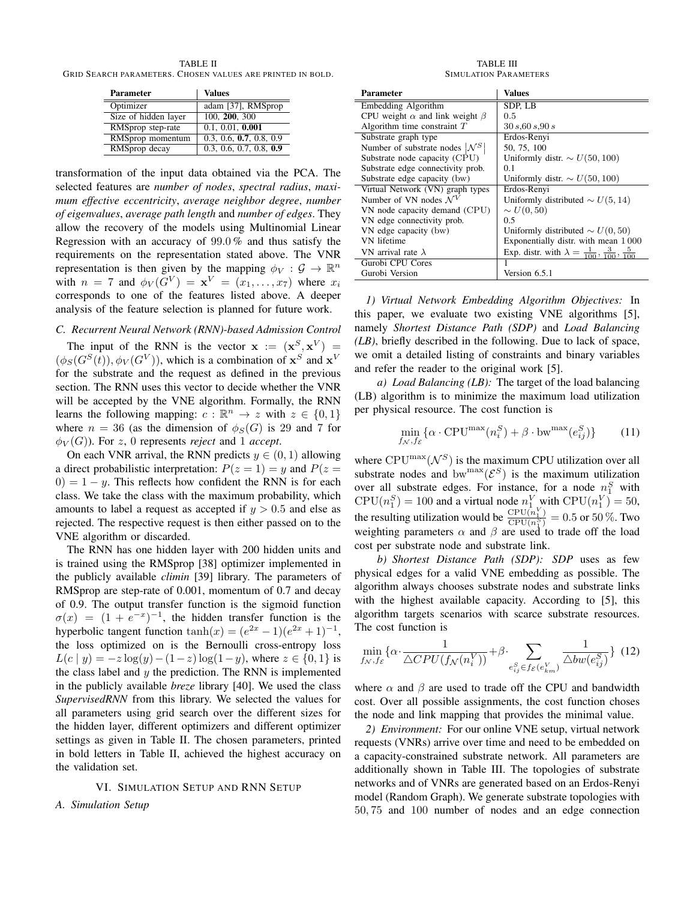TABLE II
GRID SEARCH PARAMETERS. CHOSEN VALUES ARE PRINTED IN BOLD.

| Parameter | Values |
|---|---|
| Optimizer | adam [37], RMSprop |
| Size of hidden layer | 100, **200**, 300 |
| RMSprop step-rate | 0.1, 0.01, **0.001** |
| RMSprop momentum | 0.3, 0.6, **0.7**, 0.8, 0.9 |
| RMSprop decay | 0.3, 0.6, 0.7, 0.8, **0.9** |

transformation of the input data obtained via the PCA. The selected features are *number of nodes*, *spectral radius*, *maximum effective eccentricity*, *average neighbor degree*, *number of eigenvalues*, *average path length* and *number of edges*. They allow the recovery of the models using Multinomial Linear Regression with an accuracy of 99.0 % and thus satisfy the requirements on the representation stated above. The VNR representation is then given by the mapping $\phi_V : \mathcal{G} \to \mathbb{R}^n$ with $n = 7$ and $\phi_V(G^V) = \mathbf{x}^V = (x_1, \ldots, x_7)$ where $x_i$ corresponds to one of the features listed above. A deeper analysis of the feature selection is planned for future work.

### C. Recurrent Neural Network (RNN)-based Admission Control

The input of the RNN is the vector $\mathbf{x} := (\mathbf{x}^S, \mathbf{x}^V) = (\phi_S(G^S(t)), \phi_V(G^V))$, which is a combination of $\mathbf{x}^S$ and $\mathbf{x}^V$ for the substrate and the request as defined in the previous section. The RNN uses this vector to decide whether the VNR will be accepted by the VNE algorithm. Formally, the RNN learns the following mapping: $c : \mathbb{R}^n \to z$ with $z \in \{0, 1\}$ where $n = 36$ (as the dimension of $\phi_S(G)$ is 29 and 7 for $\phi_V(G)$). For $z$, 0 represents *reject* and 1 *accept*.

On each VNR arrival, the RNN predicts $y \in (0, 1)$ allowing a direct probabilistic interpretation: $P(z = 1) = y$ and $P(z = 0) = 1 - y$. This reflects how confident the RNN is for each class. We take the class with the maximum probability, which amounts to label a request as accepted if $y > 0.5$ and else as rejected. The respective request is then either passed on to the VNE algorithm or discarded.

The RNN has one hidden layer with 200 hidden units and is trained using the RMSprop [38] optimizer implemented in the publicly available *climin* [39] library. The parameters of RMSprop are step-rate of 0.001, momentum of 0.7 and decay of 0.9. The output transfer function is the sigmoid function $\sigma(x) = (1 + e^{-x})^{-1}$, the hidden transfer function is the hyperbolic tangent function $\tanh(x) = (e^{2x} - 1)(e^{2x} + 1)^{-1}$, the loss optimized on is the Bernoulli cross-entropy loss $L(c \mid y) = -z \log(y) - (1 - z) \log(1 - y)$, where $z \in \{0, 1\}$ is the class label and $y$ the prediction. The RNN is implemented in the publicly available *breze* library [40]. We used the class *SupervisedRNN* from this library. We selected the values for all parameters using grid search over the different sizes for the hidden layer, different optimizers and different optimizer settings as given in Table II. The chosen parameters, printed in bold letters in Table II, achieved the highest accuracy on the validation set.

## VI. SIMULATION SETUP AND RNN SETUP

### A. Simulation Setup

TABLE III
SIMULATION PARAMETERS

| Parameter | Values |
|---|---|
| Embedding Algorithm | SDP, LB |
| CPU weight $\alpha$ and link weight $\beta$ | 0.5 |
| Algorithm time constraint $T$ | $30\,s$, $60\,s$, $90\,s$ |
| Substrate graph type | Erdos-Renyi |
| Number of substrate nodes $\lvert\mathcal{N}^S\rvert$ | 50, 75, 100 |
| Substrate node capacity (CPU) | Uniformly distr. $\sim U(50, 100)$ |
| Substrate edge connectivity prob. | 0.1 |
| Substrate edge capacity (bw) | Uniformly distr. $\sim U(50, 100)$ |
| Virtual Network (VN) graph types | Erdos-Renyi |
| Number of VN nodes $\mathcal{N}^V$ | Uniformly distributed $\sim U(5, 14)$ |
| VN node capacity demand (CPU) | $\sim U(0, 50)$ |
| VN edge connectivity prob. | 0.5 |
| VN edge capacity (bw) | Uniformly distributed $\sim U(0, 50)$ |
| VN lifetime | Exponentially distr. with mean 1 000 |
| VN arrival rate $\lambda$ | Exp. distr. with $\lambda = \frac{1}{100}, \frac{3}{100}, \frac{5}{100}$ |
| Gurobi CPU Cores | 1 |
| Gurobi Version | Version 6.5.1 |

*1) Virtual Network Embedding Algorithm Objectives:* In this paper, we evaluate two existing VNE algorithms [5], namely *Shortest Distance Path (SDP)* and *Load Balancing (LB)*, briefly described in the following. Due to lack of space, we omit a detailed listing of constraints and binary variables and refer the reader to the original work [5].

*a) Load Balancing (LB):* The target of the load balancing (LB) algorithm is to minimize the maximum load utilization per physical resource. The cost function is

$$\min_{f_\mathcal{N}, f_\mathcal{E}} \{\alpha \cdot \mathrm{CPU}^{\max}(n_i^S) + \beta \cdot \mathrm{bw}^{\max}(e_{ij}^S)\} \quad (11)$$

where $\mathrm{CPU}^{\max}(\mathcal{N}^S)$ is the maximum CPU utilization over all substrate nodes and $\mathrm{bw}^{\max}(\mathcal{E}^S)$ is the maximum utilization over all substrate edges. For instance, for a node $n_1^S$ with $\mathrm{CPU}(n_1^S) = 100$ and a virtual node $n_1^V$ with $\mathrm{CPU}(n_1^V) = 50$, the resulting utilization would be $\frac{\mathrm{CPU}(n_1^V)}{\mathrm{CPU}(n_1^S)} = 0.5$ or 50 %. Two weighting parameters $\alpha$ and $\beta$ are used to trade off the load cost per substrate node and substrate link.

*b) Shortest Distance Path (SDP):* *SDP* uses as few physical edges for a valid VNE embedding as possible. The algorithm always chooses substrate nodes and substrate links with the highest available capacity. According to [5], this algorithm targets scenarios with scarce substrate resources. The cost function is

$$\min_{f_\mathcal{N}, f_\mathcal{E}} \{\alpha \cdot \frac{1}{\triangle CPU(f_\mathcal{N}(n_i^V))} + \beta \cdot \sum_{e_{ij}^S \in f_\mathcal{E}(e_{km}^V)} \frac{1}{\triangle bw(e_{ij}^S)}\} \quad (12)$$

where $\alpha$ and $\beta$ are used to trade off the CPU and bandwidth cost. Over all possible assignments, the cost function choses the node and link mapping that provides the minimal value.

*2) Environment:* For our online VNE setup, virtual network requests (VNRs) arrive over time and need to be embedded on a capacity-constrained substrate network. All parameters are additionally shown in Table III. The topologies of substrate networks and of VNRs are generated based on an Erdos-Renyi model (Random Graph). We generate substrate topologies with 50, 75 and 100 number of nodes and an edge connection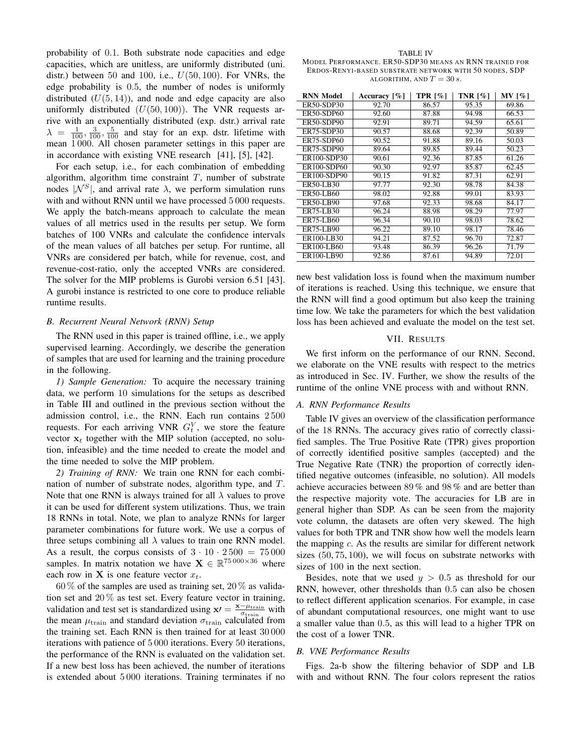probability of 0.1. Both substrate node capacities and edge capacities, which are unitless, are uniformly distributed (uni. distr.) between 50 and 100, i.e., $U(50, 100)$. For VNRs, the edge probability is 0.5, the number of nodes is uniformly distributed ($U(5, 14)$), and node and edge capacity are also uniformly distributed ($U(50, 100)$). The VNR requests arrive with an exponentially distributed (exp. dstr.) arrival rate $\lambda = \frac{1}{100}, \frac{3}{100}, \frac{5}{100}$ and stay for an exp. dstr. lifetime with mean 1 000. All chosen parameter settings in this paper are in accordance with existing VNE research [41], [5], [42].

For each setup, i.e., for each combination of embedding algorithm, algorithm time constraint $T$, number of substrate nodes $|\mathcal{N}^S|$, and arrival rate $\lambda$, we perform simulation runs with and without RNN until we have processed 5 000 requests. We apply the batch-means approach to calculate the mean values of all metrics used in the results per setup. We form batches of 100 VNRs and calculate the confidence intervals of the mean values of all batches per setup. For runtime, all VNRs are considered per batch, while for revenue, cost, and revenue-cost-ratio, only the accepted VNRs are considered. The solver for the MIP problems is Gurobi version 6.51 [43]. A gurobi instance is restricted to one core to produce reliable runtime results.

### B. Recurrent Neural Network (RNN) Setup

The RNN used in this paper is trained offline, i.e., we apply supervised learning. Accordingly, we describe the generation of samples that are used for learning and the training procedure in the following.

*1) Sample Generation:* To acquire the necessary training data, we perform 10 simulations for the setups as described in Table III and outlined in the previous section without the admission control, i.e., the RNN. Each run contains 2 500 requests. For each arriving VNR $G_t^V$, we store the feature vector $\mathbf{x}_t$ together with the MIP solution (accepted, no solution, infeasible) and the time needed to create the model and the time needed to solve the MIP problem.

*2) Training of RNN:* We train one RNN for each combination of number of substrate nodes, algorithm type, and $T$. Note that one RNN is always trained for all $\lambda$ values to prove it can be used for different system utilizations. Thus, we train 18 RNNs in total. Note, we plan to analyze RNNs for larger parameter combinations for future work. We use a corpus of three setups combining all $\lambda$ values to train one RNN model. As a result, the corpus consists of $3 \cdot 10 \cdot 2\,500 = 75\,000$ samples. In matrix notation we have $\mathbf{X} \in \mathbb{R}^{75\,000 \times 36}$ where each row in $\mathbf{X}$ is one feature vector $x_t$.

60 % of the samples are used as training set, 20 % as validation set and 20 % as test set. Every feature vector in training, validation and test set is standardized using $\mathbf{x}\prime = \frac{\mathbf{x} - \mu_{\text{train}}}{\sigma_{\text{train}}}$ with the mean $\mu_{\text{train}}$ and standard deviation $\sigma_{\text{train}}$ calculated from the training set. Each RNN is then trained for at least 30 000 iterations with patience of 5 000 iterations. Every 50 iterations, the performance of the RNN is evaluated on the validation set. If a new best loss has been achieved, the number of iterations is extended about 5 000 iterations. Training terminates if no new best validation loss is found when the maximum number of iterations is reached. Using this technique, we ensure that the RNN will find a good optimum but also keep the training time low. We take the parameters for which the best validation loss has been achieved and evaluate the model on the test set.

TABLE IV
MODEL PERFORMANCE. ER50-SDP30 MEANS AN RNN TRAINED FOR ERDOS-RENYI-BASED SUBSTRATE NETWORK WITH 50 NODES, SDP ALGORITHM, AND $T = 30\,s$.

| RNN Model | Accuracy [%] | TPR [%] | TNR [%] | MV [%] |
|---|---|---|---|---|
| ER50-SDP30 | 92.70 | 86.57 | 95.35 | 69.86 |
| ER50-SDP60 | 92.60 | 87.88 | 94.98 | 66.53 |
| ER50-SDP90 | 92.91 | 89.71 | 94.59 | 65.61 |
| ER75-SDP30 | 90.57 | 88.68 | 92.39 | 50.89 |
| ER75-SDP60 | 90.52 | 91.88 | 89.16 | 50.03 |
| ER75-SDP90 | 89.64 | 89.85 | 89.44 | 50.23 |
| ER100-SDP30 | 90.61 | 92.36 | 87.85 | 61.26 |
| ER100-SDP60 | 90.30 | 92.97 | 85.87 | 62.45 |
| ER100-SDP90 | 90.15 | 91.82 | 87.31 | 62.91 |
| ER50-LB30 | 97.77 | 92.30 | 98.78 | 84.38 |
| ER50-LB60 | 98.02 | 92.88 | 99.01 | 83.93 |
| ER50-LB90 | 97.68 | 92.33 | 98.68 | 84.17 |
| ER75-LB30 | 96.24 | 88.98 | 98.29 | 77.97 |
| ER75-LB60 | 96.34 | 90.10 | 98.03 | 78.62 |
| ER75-LB90 | 96.22 | 89.10 | 98.17 | 78.46 |
| ER100-LB30 | 94.21 | 87.52 | 96.70 | 72.87 |
| ER100-LB60 | 93.48 | 86.39 | 96.26 | 71.79 |
| ER100-LB90 | 92.86 | 87.61 | 94.89 | 72.01 |

## VII. RESULTS

We first inform on the performance of our RNN. Second, we elaborate on the VNE results with respect to the metrics as introduced in Sec. IV. Further, we show the results of the runtime of the online VNE process with and without RNN.

### A. RNN Performance Results

Table IV gives an overview of the classification performance of the 18 RNNs. The accuracy gives ratio of correctly classified samples. The True Positive Rate (TPR) gives proportion of correctly identified positive samples (accepted) and the True Negative Rate (TNR) the proportion of correctly identified negative outcomes (infeasible, no solution). All models achieve accuracies between 89 % and 98 % and are better than the respective majority vote. The accuracies for LB are in general higher than SDP. As can be seen from the majority vote column, the datasets are often very skewed. The high values for both TPR and TNR show how well the models learn the mapping $c$. As the results are similar for different network sizes (50, 75, 100), we will focus on substrate networks with sizes of 100 in the next section.

Besides, note that we used $y > 0.5$ as threshold for our RNN, however, other thresholds than 0.5 can also be chosen to reflect different application scenarios. For example, in case of abundant computational resources, one might want to use a smaller value than 0.5, as this will lead to a higher TPR on the cost of a lower TNR.

### B. VNE Performance Results

Figs. 2a-b show the filtering behavior of SDP and LB with and without RNN. The four colors represent the ratios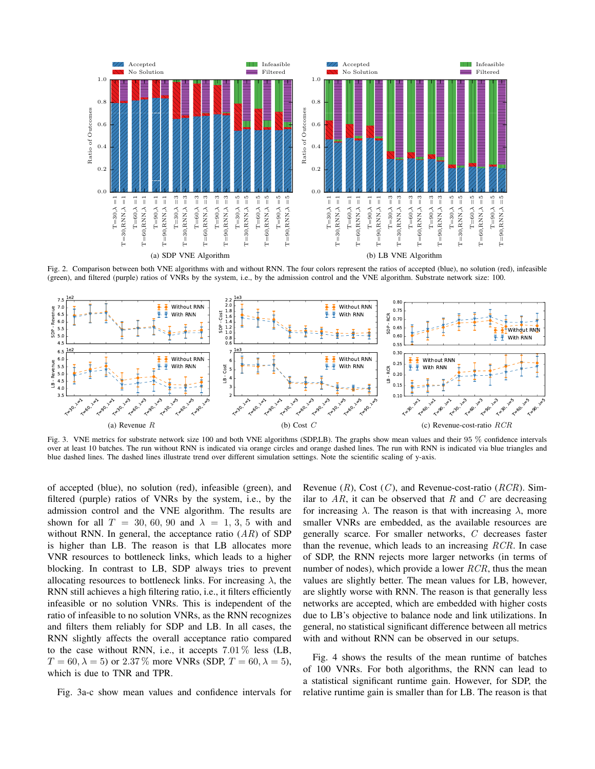(a) SDP VNE Algorithm

(b) LB VNE Algorithm

Fig. 2. Comparison between both VNE algorithms with and without RNN. The four colors represent the ratios of accepted (blue), no solution (red), infeasible (green), and filtered (purple) ratios of VNRs by the system, i.e., by the admission control and the VNE algorithm. Substrate network size: 100.

(a) Revenue $R$

(b) Cost $C$

(c) Revenue-cost-ratio $RCR$

Fig. 3. VNE metrics for substrate network size 100 and both VNE algorithms (SDP,LB). The graphs show mean values and their 95 % confidence intervals over at least 10 batches. The run without RNN is indicated via orange circles and orange dashed lines. The run with RNN is indicated via blue triangles and blue dashed lines. The dashed lines illustrate trend over different simulation settings. Note the scientific scaling of y-axis.

of accepted (blue), no solution (red), infeasible (green), and filtered (purple) ratios of VNRs by the system, i.e., by the admission control and the VNE algorithm. The results are shown for all $T = 30, 60, 90$ and $\lambda = 1, 3, 5$ with and without RNN. In general, the acceptance ratio ($AR$) of SDP is higher than LB. The reason is that LB allocates more VNR resources to bottleneck links, which leads to a higher blocking. In contrast to LB, SDP always tries to prevent allocating resources to bottleneck links. For increasing $\lambda$, the RNN still achieves a high filtering ratio, i.e., it filters efficiently infeasible or no solution VNRs. This is independent of the ratio of infeasible to no solution VNRs, as the RNN recognizes and filters them reliably for SDP and LB. In all cases, the RNN slightly affects the overall acceptance ratio compared to the case without RNN, i.e., it accepts 7.01 % less (LB, $T = 60, \lambda = 5$) or 2.37 % more VNRs (SDP, $T = 60, \lambda = 5$), which is due to TNR and TPR.

Fig. 3a-c show mean values and confidence intervals for Revenue ($R$), Cost ($C$), and Revenue-cost-ratio ($RCR$). Similar to $AR$, it can be observed that $R$ and $C$ are decreasing for increasing $\lambda$. The reason is that with increasing $\lambda$, more smaller VNRs are embedded, as the available resources are generally scarce. For smaller networks, $C$ decreases faster than the revenue, which leads to an increasing $RCR$. In case of SDP, the RNN rejects more larger networks (in terms of number of nodes), which provide a lower $RCR$, thus the mean values are slightly better. The mean values for LB, however, are slightly worse with RNN. The reason is that generally less networks are accepted, which are embedded with higher costs due to LB's objective to balance node and link utilizations. In general, no statistical significant difference between all metrics with and without RNN can be observed in our setups.

Fig. 4 shows the results of the mean runtime of batches of 100 VNRs. For both algorithms, the RNN can lead to a statistical significant runtime gain. However, for SDP, the relative runtime gain is smaller than for LB. The reason is that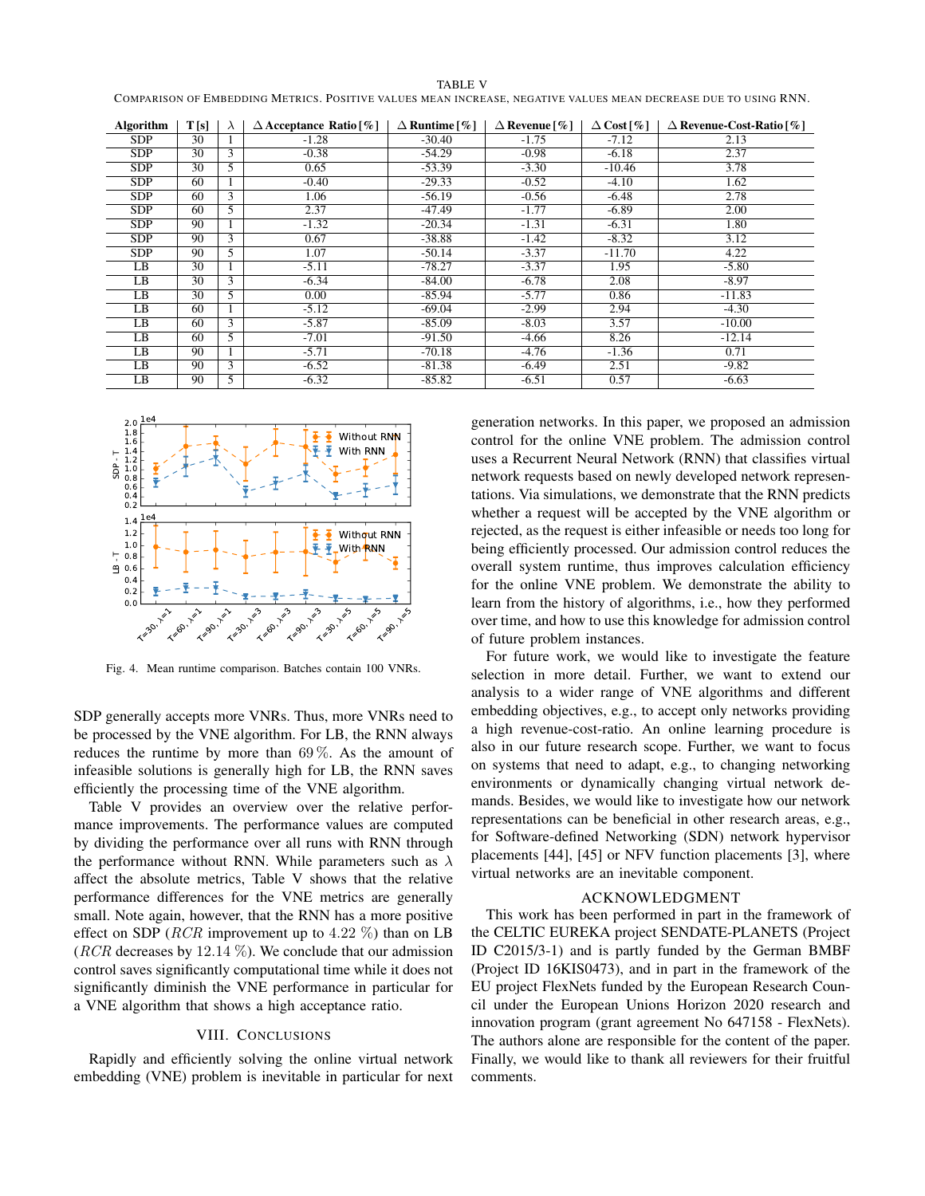TABLE V

COMPARISON OF EMBEDDING METRICS. POSITIVE VALUES MEAN INCREASE, NEGATIVE VALUES MEAN DECREASE DUE TO USING RNN.

| Algorithm | T [s] | $\lambda$ | $\Delta$ Acceptance Ratio [%] | $\Delta$ Runtime [%] | $\Delta$ Revenue [%] | $\Delta$ Cost [%] | $\Delta$ Revenue-Cost-Ratio [%] |
|---|---|---|---|---|---|---|---|
| SDP | 30 | 1 | -1.28 | -30.40 | -1.75 | -7.12 | 2.13 |
| SDP | 30 | 3 | -0.38 | -54.29 | -0.98 | -6.18 | 2.37 |
| SDP | 30 | 5 | 0.65 | -53.39 | -3.30 | -10.46 | 3.78 |
| SDP | 60 | 1 | -0.40 | -29.33 | -0.52 | -4.10 | 1.62 |
| SDP | 60 | 3 | 1.06 | -56.19 | -0.56 | -6.48 | 2.78 |
| SDP | 60 | 5 | 2.37 | -47.49 | -1.77 | -6.89 | 2.00 |
| SDP | 90 | 1 | -1.32 | -20.34 | -1.31 | -6.31 | 1.80 |
| SDP | 90 | 3 | 0.67 | -38.88 | -1.42 | -8.32 | 3.12 |
| SDP | 90 | 5 | 1.07 | -50.14 | -3.37 | -11.70 | 4.22 |
| LB | 30 | 1 | -5.11 | -78.27 | -3.37 | 1.95 | -5.80 |
| LB | 30 | 3 | -6.34 | -84.00 | -6.78 | 2.08 | -8.97 |
| LB | 30 | 5 | 0.00 | -85.94 | -5.77 | 0.86 | -11.83 |
| LB | 60 | 1 | -5.12 | -69.04 | -2.99 | 2.94 | -4.30 |
| LB | 60 | 3 | -5.87 | -85.09 | -8.03 | 3.57 | -10.00 |
| LB | 60 | 5 | -7.01 | -91.50 | -4.66 | 8.26 | -12.14 |
| LB | 90 | 1 | -5.71 | -70.18 | -4.76 | -1.36 | 0.71 |
| LB | 90 | 3 | -6.52 | -81.38 | -6.49 | 2.51 | -9.82 |
| LB | 90 | 5 | -6.32 | -85.82 | -6.51 | 0.57 | -6.63 |

Fig. 4. Mean runtime comparison. Batches contain 100 VNRs.

SDP generally accepts more VNRs. Thus, more VNRs need to be processed by the VNE algorithm. For LB, the RNN always reduces the runtime by more than 69 %. As the amount of infeasible solutions is generally high for LB, the RNN saves efficiently the processing time of the VNE algorithm.

Table V provides an overview over the relative performance improvements. The performance values are computed by dividing the performance over all runs with RNN through the performance without RNN. While parameters such as $\lambda$ affect the absolute metrics, Table V shows that the relative performance differences for the VNE metrics are generally small. Note again, however, that the RNN has a more positive effect on SDP ($RCR$ improvement up to 4.22 %) than on LB ($RCR$ decreases by 12.14 %). We conclude that our admission control saves significantly computational time while it does not significantly diminish the VNE performance in particular for a VNE algorithm that shows a high acceptance ratio.

## VIII. CONCLUSIONS

Rapidly and efficiently solving the online virtual network embedding (VNE) problem is inevitable in particular for next generation networks. In this paper, we proposed an admission control for the online VNE problem. The admission control uses a Recurrent Neural Network (RNN) that classifies virtual network requests based on newly developed network representations. Via simulations, we demonstrate that the RNN predicts whether a request will be accepted by the VNE algorithm or rejected, as the request is either infeasible or needs too long for being efficiently processed. Our admission control reduces the overall system runtime, thus improves calculation efficiency for the online VNE problem. We demonstrate the ability to learn from the history of algorithms, i.e., how they performed over time, and how to use this knowledge for admission control of future problem instances.

For future work, we would like to investigate the feature selection in more detail. Further, we want to extend our analysis to a wider range of VNE algorithms and different embedding objectives, e.g., to accept only networks providing a high revenue-cost-ratio. An online learning procedure is also in our future research scope. Further, we want to focus on systems that need to adapt, e.g., to changing networking environments or dynamically changing virtual network demands. Besides, we would like to investigate how our network representations can be beneficial in other research areas, e.g., for Software-defined Networking (SDN) network hypervisor placements [44], [45] or NFV function placements [3], where virtual networks are an inevitable component.

## ACKNOWLEDGMENT

This work has been performed in part in the framework of the CELTIC EUREKA project SENDATE-PLANETS (Project ID C2015/3-1) and is partly funded by the German BMBF (Project ID 16KIS0473), and in part in the framework of the EU project FlexNets funded by the European Research Council under the European Unions Horizon 2020 research and innovation program (grant agreement No 647158 - FlexNets). The authors alone are responsible for the content of the paper. Finally, we would like to thank all reviewers for their fruitful comments.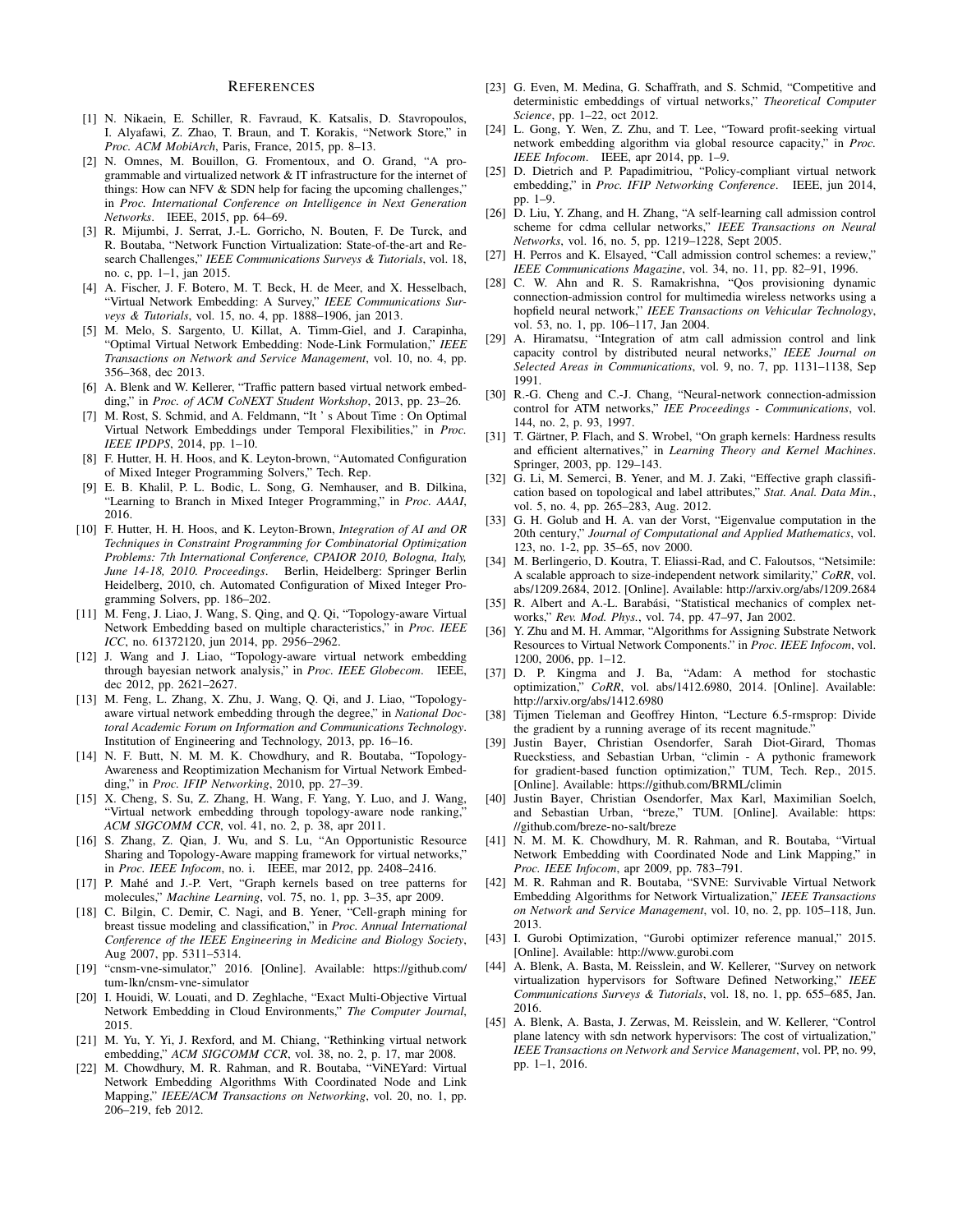# References

[1] N. Nikaein, E. Schiller, R. Favraud, K. Katsalis, D. Stavropoulos, I. Alyafawi, Z. Zhao, T. Braun, and T. Korakis, "Network Store," in *Proc. ACM MobiArch*, Paris, France, 2015, pp. 8–13.

[2] N. Omnes, M. Bouillon, G. Fromentoux, and O. Grand, "A programmable and virtualized network & IT infrastructure for the internet of things: How can NFV & SDN help for facing the upcoming challenges," in *Proc. International Conference on Intelligence in Next Generation Networks*. IEEE, 2015, pp. 64–69.

[3] R. Mijumbi, J. Serrat, J.-L. Gorricho, N. Bouten, F. De Turck, and R. Boutaba, "Network Function Virtualization: State-of-the-art and Research Challenges," *IEEE Communications Surveys & Tutorials*, vol. 18, no. c, pp. 1–1, jan 2015.

[4] A. Fischer, J. F. Botero, M. T. Beck, H. de Meer, and X. Hesselbach, "Virtual Network Embedding: A Survey," *IEEE Communications Surveys & Tutorials*, vol. 15, no. 4, pp. 1888–1906, jan 2013.

[5] M. Melo, S. Sargento, U. Killat, A. Timm-Giel, and J. Carapinha, "Optimal Virtual Network Embedding: Node-Link Formulation," *IEEE Transactions on Network and Service Management*, vol. 10, no. 4, pp. 356–368, dec 2013.

[6] A. Blenk and W. Kellerer, "Traffic pattern based virtual network embedding," in *Proc. of ACM CoNEXT Student Workshop*, 2013, pp. 23–26.

[7] M. Rost, S. Schmid, and A. Feldmann, "It ' s About Time : On Optimal Virtual Network Embeddings under Temporal Flexibilities," in *Proc. IEEE IPDPS*, 2014, pp. 1–10.

[8] F. Hutter, H. H. Hoos, and K. Leyton-brown, "Automated Configuration of Mixed Integer Programming Solvers," Tech. Rep.

[9] E. B. Khalil, P. L. Bodic, L. Song, G. Nemhauser, and B. Dilkina, "Learning to Branch in Mixed Integer Programming," in *Proc. AAAI*, 2016.

[10] F. Hutter, H. H. Hoos, and K. Leyton-Brown, *Integration of AI and OR Techniques in Constraint Programming for Combinatorial Optimization Problems: 7th International Conference, CPAIOR 2010, Bologna, Italy, June 14-18, 2010. Proceedings*. Berlin, Heidelberg: Springer Berlin Heidelberg, 2010, ch. Automated Configuration of Mixed Integer Programming Solvers, pp. 186–202.

[11] M. Feng, J. Liao, J. Wang, S. Qing, and Q. Qi, "Topology-aware Virtual Network Embedding based on multiple characteristics," in *Proc. IEEE ICC*, no. 61372120, jun 2014, pp. 2956–2962.

[12] J. Wang and J. Liao, "Topology-aware virtual network embedding through bayesian network analysis," in *Proc. IEEE Globecom*. IEEE, dec 2012, pp. 2621–2627.

[13] M. Feng, L. Zhang, X. Zhu, J. Wang, Q. Qi, and J. Liao, "Topology-aware virtual network embedding through the degree," in *National Doctoral Academic Forum on Information and Communications Technology*. Institution of Engineering and Technology, 2013, pp. 16–16.

[14] N. F. Butt, N. M. M. K. Chowdhury, and R. Boutaba, "Topology-Awareness and Reoptimization Mechanism for Virtual Network Embedding," in *Proc. IFIP Networking*, 2010, pp. 27–39.

[15] X. Cheng, S. Su, Z. Zhang, H. Wang, F. Yang, Y. Luo, and J. Wang, "Virtual network embedding through topology-aware node ranking," *ACM SIGCOMM CCR*, vol. 41, no. 2, p. 38, apr 2011.

[16] S. Zhang, Z. Qian, J. Wu, and S. Lu, "An Opportunistic Resource Sharing and Topology-Aware mapping framework for virtual networks," in *Proc. IEEE Infocom*, no. i. IEEE, mar 2012, pp. 2408–2416.

[17] P. Mahé and J.-P. Vert, "Graph kernels based on tree patterns for molecules," *Machine Learning*, vol. 75, no. 1, pp. 3–35, apr 2009.

[18] C. Bilgin, C. Demir, C. Nagi, and B. Yener, "Cell-graph mining for breast tissue modeling and classification," in *Proc. Annual International Conference of the IEEE Engineering in Medicine and Biology Society*, Aug 2007, pp. 5311–5314.

[19] "cnsm-vne-simulator," 2016. [Online]. Available: https://github.com/tum-lkn/cnsm-vne-simulator

[20] I. Houidi, W. Louati, and D. Zeghlache, "Exact Multi-Objective Virtual Network Embedding in Cloud Environments," *The Computer Journal*, 2015.

[21] M. Yu, Y. Yi, J. Rexford, and M. Chiang, "Rethinking virtual network embedding," *ACM SIGCOMM CCR*, vol. 38, no. 2, p. 17, mar 2008.

[22] M. Chowdhury, M. R. Rahman, and R. Boutaba, "ViNEYard: Virtual Network Embedding Algorithms With Coordinated Node and Link Mapping," *IEEE/ACM Transactions on Networking*, vol. 20, no. 1, pp. 206–219, feb 2012.

[23] G. Even, M. Medina, G. Schaffrath, and S. Schmid, "Competitive and deterministic embeddings of virtual networks," *Theoretical Computer Science*, pp. 1–22, oct 2012.

[24] L. Gong, Y. Wen, Z. Zhu, and T. Lee, "Toward profit-seeking virtual network embedding algorithm via global resource capacity," in *Proc. IEEE Infocom*. IEEE, apr 2014, pp. 1–9.

[25] D. Dietrich and P. Papadimitriou, "Policy-compliant virtual network embedding," in *Proc. IFIP Networking Conference*. IEEE, jun 2014, pp. 1–9.

[26] D. Liu, Y. Zhang, and H. Zhang, "A self-learning call admission control scheme for cdma cellular networks," *IEEE Transactions on Neural Networks*, vol. 16, no. 5, pp. 1219–1228, Sept 2005.

[27] H. Perros and K. Elsayed, "Call admission control schemes: a review," *IEEE Communications Magazine*, vol. 34, no. 11, pp. 82–91, 1996.

[28] C. W. Ahn and R. S. Ramakrishna, "Qos provisioning dynamic connection-admission control for multimedia wireless networks using a hopfield neural network," *IEEE Transactions on Vehicular Technology*, vol. 53, no. 1, pp. 106–117, Jan 2004.

[29] A. Hiramatsu, "Integration of atm call admission control and link capacity control by distributed neural networks," *IEEE Journal on Selected Areas in Communications*, vol. 9, no. 7, pp. 1131–1138, Sep 1991.

[30] R.-G. Cheng and C.-J. Chang, "Neural-network connection-admission control for ATM networks," *IEE Proceedings - Communications*, vol. 144, no. 2, p. 93, 1997.

[31] T. Gärtner, P. Flach, and S. Wrobel, "On graph kernels: Hardness results and efficient alternatives," in *Learning Theory and Kernel Machines*. Springer, 2003, pp. 129–143.

[32] G. Li, M. Semerci, B. Yener, and M. J. Zaki, "Effective graph classification based on topological and label attributes," *Stat. Anal. Data Min.*, vol. 5, no. 4, pp. 265–283, Aug. 2012.

[33] G. H. Golub and H. A. van der Vorst, "Eigenvalue computation in the 20th century," *Journal of Computational and Applied Mathematics*, vol. 123, no. 1-2, pp. 35–65, nov 2000.

[34] M. Berlingerio, D. Koutra, T. Eliassi-Rad, and C. Faloutsos, "Netsimile: A scalable approach to size-independent network similarity," *CoRR*, vol. abs/1209.2684, 2012. [Online]. Available: http://arxiv.org/abs/1209.2684

[35] R. Albert and A.-L. Barabási, "Statistical mechanics of complex networks," *Rev. Mod. Phys.*, vol. 74, pp. 47–97, Jan 2002.

[36] Y. Zhu and M. H. Ammar, "Algorithms for Assigning Substrate Network Resources to Virtual Network Components." in *Proc. IEEE Infocom*, vol. 1200, 2006, pp. 1–12.

[37] D. P. Kingma and J. Ba, "Adam: A method for stochastic optimization," *CoRR*, vol. abs/1412.6980, 2014. [Online]. Available: http://arxiv.org/abs/1412.6980

[38] Tijmen Tieleman and Geoffrey Hinton, "Lecture 6.5-rmsprop: Divide the gradient by a running average of its recent magnitude."

[39] Justin Bayer, Christian Osendorfer, Sarah Diot-Girard, Thomas Rueckstiess, and Sebastian Urban, "climin - A pythonic framework for gradient-based function optimization," TUM, Tech. Rep., 2015. [Online]. Available: https://github.com/BRML/climin

[40] Justin Bayer, Christian Osendorfer, Max Karl, Maximilian Soelch, and Sebastian Urban, "breze," TUM. [Online]. Available: https://github.com/breze-no-salt/breze

[41] N. M. M. K. Chowdhury, M. R. Rahman, and R. Boutaba, "Virtual Network Embedding with Coordinated Node and Link Mapping," in *Proc. IEEE Infocom*, apr 2009, pp. 783–791.

[42] M. R. Rahman and R. Boutaba, "SVNE: Survivable Virtual Network Embedding Algorithms for Network Virtualization," *IEEE Transactions on Network and Service Management*, vol. 10, no. 2, pp. 105–118, Jun. 2013.

[43] I. Gurobi Optimization, "Gurobi optimizer reference manual," 2015. [Online]. Available: http://www.gurobi.com

[44] A. Blenk, A. Basta, M. Reisslein, and W. Kellerer, "Survey on network virtualization hypervisors for Software Defined Networking," *IEEE Communications Surveys & Tutorials*, vol. 18, no. 1, pp. 655–685, Jan. 2016.

[45] A. Blenk, A. Basta, J. Zerwas, M. Reisslein, and W. Kellerer, "Control plane latency with sdn network hypervisors: The cost of virtualization," *IEEE Transactions on Network and Service Management*, vol. PP, no. 99, pp. 1–1, 2016.